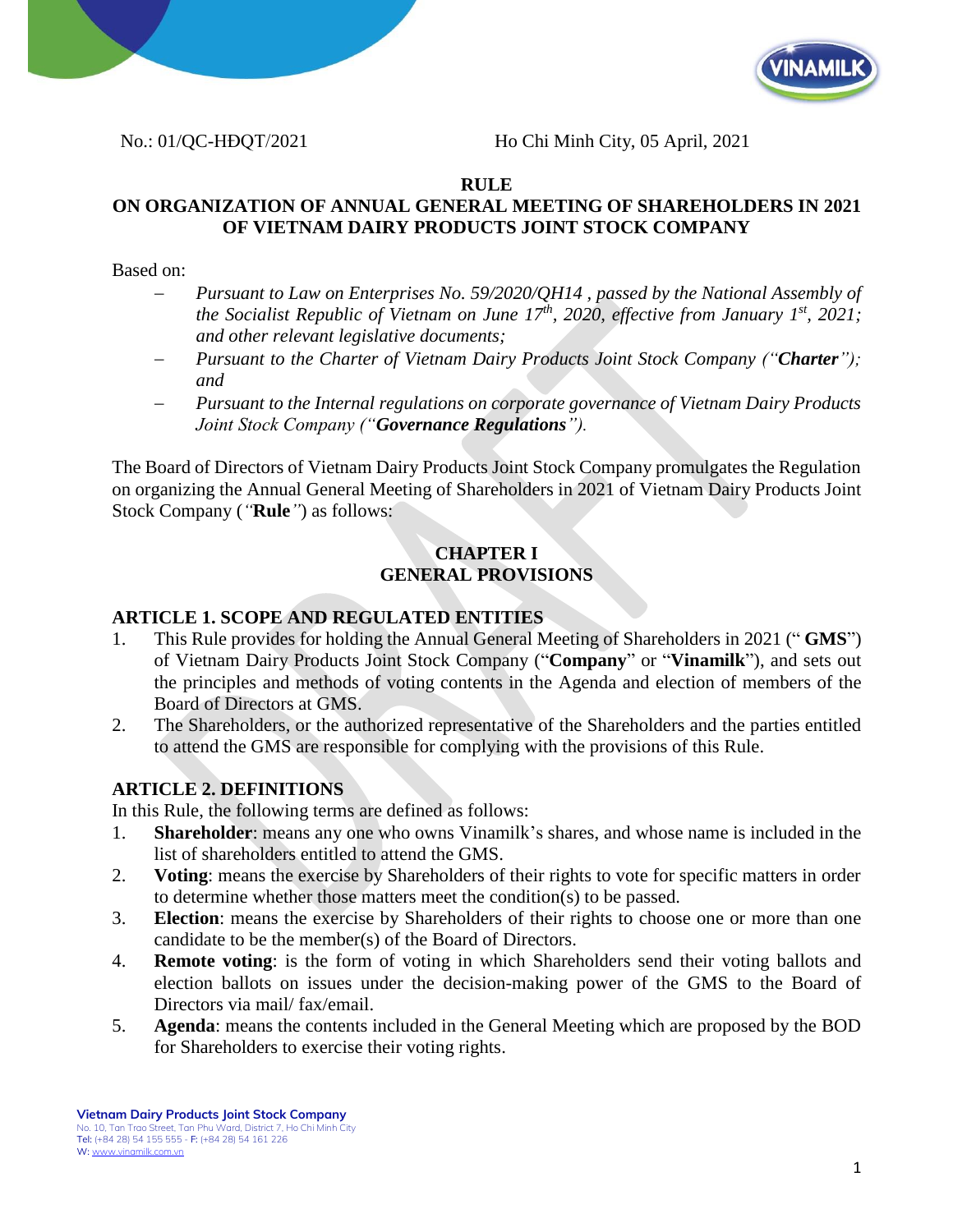No.: 01/QC-HĐQT/2021 Ho Chi Minh City, 05 April, 2021

# RULE
# ON ORGANIZATION OF ANNUAL GENERAL MEETING OF SHAREHOLDERS IN 2021 OF VIETNAM DAIRY PRODUCTS JOINT STOCK COMPANY

Based on:

- *Pursuant to Law on Enterprises No. 59/2020/QH14 , passed by the National Assembly of the Socialist Republic of Vietnam on June 17th, 2020, effective from January 1st, 2021; and other relevant legislative documents;*
- *Pursuant to the Charter of Vietnam Dairy Products Joint Stock Company ("**Charter**"); and*
- *Pursuant to the Internal regulations on corporate governance of Vietnam Dairy Products Joint Stock Company ("**Governance Regulations**").*

The Board of Directors of Vietnam Dairy Products Joint Stock Company promulgates the Regulation on organizing the Annual General Meeting of Shareholders in 2021 of Vietnam Dairy Products Joint Stock Company (*"***Rule***"*) as follows:

## CHAPTER I
## GENERAL PROVISIONS

### ARTICLE 1. SCOPE AND REGULATED ENTITIES

1. This Rule provides for holding the Annual General Meeting of Shareholders in 2021 (" **GMS**") of Vietnam Dairy Products Joint Stock Company ("**Company**" or "**Vinamilk**"), and sets out the principles and methods of voting contents in the Agenda and election of members of the Board of Directors at GMS.
2. The Shareholders, or the authorized representative of the Shareholders and the parties entitled to attend the GMS are responsible for complying with the provisions of this Rule.

### ARTICLE 2. DEFINITIONS

In this Rule, the following terms are defined as follows:

1. **Shareholder**: means any one who owns Vinamilk's shares, and whose name is included in the list of shareholders entitled to attend the GMS.
2. **Voting**: means the exercise by Shareholders of their rights to vote for specific matters in order to determine whether those matters meet the condition(s) to be passed.
3. **Election**: means the exercise by Shareholders of their rights to choose one or more than one candidate to be the member(s) of the Board of Directors.
4. **Remote voting**: is the form of voting in which Shareholders send their voting ballots and election ballots on issues under the decision-making power of the GMS to the Board of Directors via mail/ fax/email.
5. **Agenda**: means the contents included in the General Meeting which are proposed by the BOD for Shareholders to exercise their voting rights.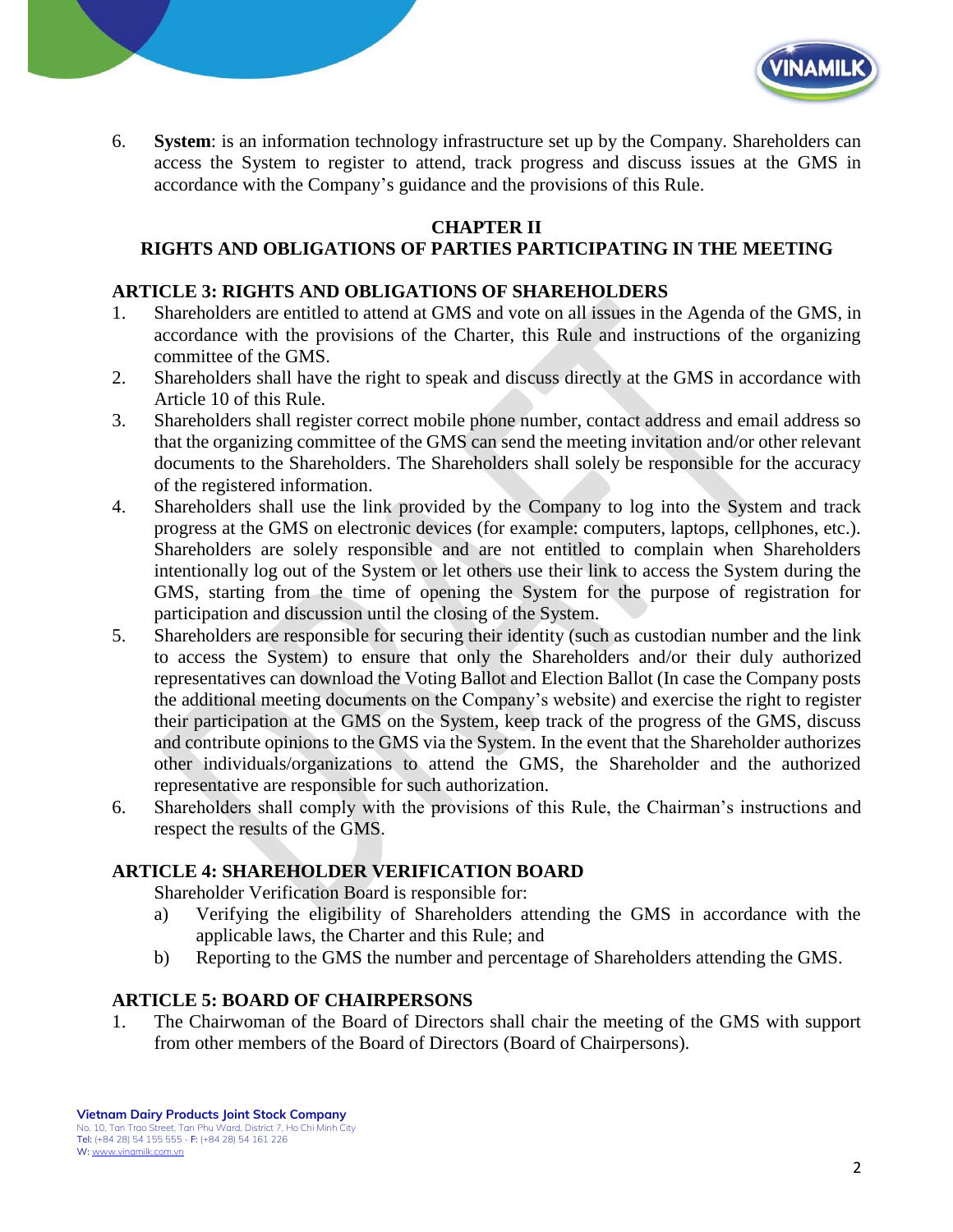6. **System**: is an information technology infrastructure set up by the Company. Shareholders can access the System to register to attend, track progress and discuss issues at the GMS in accordance with the Company's guidance and the provisions of this Rule.

## CHAPTER II
## RIGHTS AND OBLIGATIONS OF PARTIES PARTICIPATING IN THE MEETING

### ARTICLE 3: RIGHTS AND OBLIGATIONS OF SHAREHOLDERS

1. Shareholders are entitled to attend at GMS and vote on all issues in the Agenda of the GMS, in accordance with the provisions of the Charter, this Rule and instructions of the organizing committee of the GMS.
2. Shareholders shall have the right to speak and discuss directly at the GMS in accordance with Article 10 of this Rule.
3. Shareholders shall register correct mobile phone number, contact address and email address so that the organizing committee of the GMS can send the meeting invitation and/or other relevant documents to the Shareholders. The Shareholders shall solely be responsible for the accuracy of the registered information.
4. Shareholders shall use the link provided by the Company to log into the System and track progress at the GMS on electronic devices (for example: computers, laptops, cellphones, etc.). Shareholders are solely responsible and are not entitled to complain when Shareholders intentionally log out of the System or let others use their link to access the System during the GMS, starting from the time of opening the System for the purpose of registration for participation and discussion until the closing of the System.
5. Shareholders are responsible for securing their identity (such as custodian number and the link to access the System) to ensure that only the Shareholders and/or their duly authorized representatives can download the Voting Ballot and Election Ballot (In case the Company posts the additional meeting documents on the Company's website) and exercise the right to register their participation at the GMS on the System, keep track of the progress of the GMS, discuss and contribute opinions to the GMS via the System. In the event that the Shareholder authorizes other individuals/organizations to attend the GMS, the Shareholder and the authorized representative are responsible for such authorization.
6. Shareholders shall comply with the provisions of this Rule, the Chairman's instructions and respect the results of the GMS.

### ARTICLE 4: SHAREHOLDER VERIFICATION BOARD

Shareholder Verification Board is responsible for:

a) Verifying the eligibility of Shareholders attending the GMS in accordance with the applicable laws, the Charter and this Rule; and
b) Reporting to the GMS the number and percentage of Shareholders attending the GMS.

### ARTICLE 5: BOARD OF CHAIRPERSONS

1. The Chairwoman of the Board of Directors shall chair the meeting of the GMS with support from other members of the Board of Directors (Board of Chairpersons).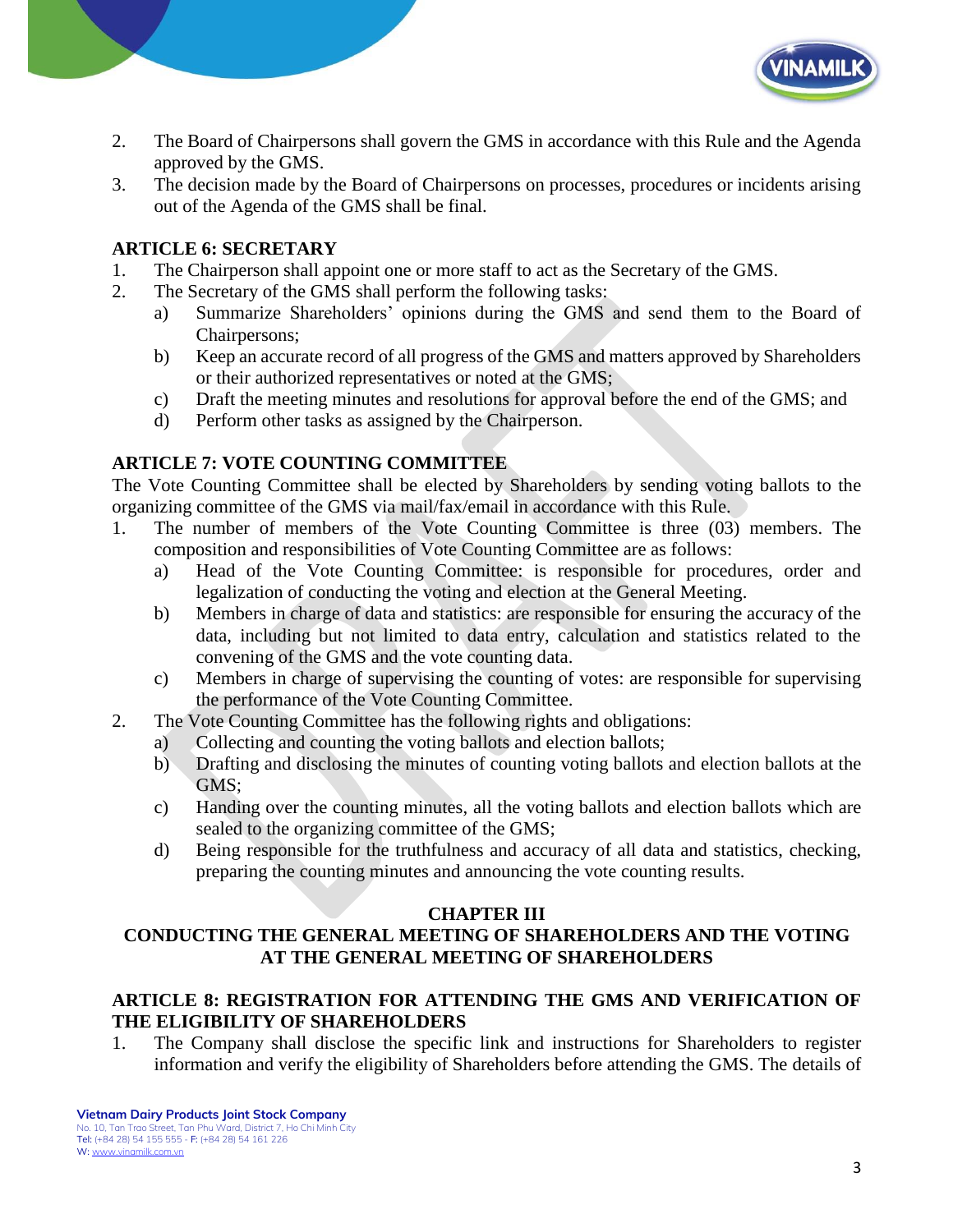2. The Board of Chairpersons shall govern the GMS in accordance with this Rule and the Agenda approved by the GMS.
3. The decision made by the Board of Chairpersons on processes, procedures or incidents arising out of the Agenda of the GMS shall be final.

### ARTICLE 6: SECRETARY

1. The Chairperson shall appoint one or more staff to act as the Secretary of the GMS.
2. The Secretary of the GMS shall perform the following tasks:
   a) Summarize Shareholders' opinions during the GMS and send them to the Board of Chairpersons;
   b) Keep an accurate record of all progress of the GMS and matters approved by Shareholders or their authorized representatives or noted at the GMS;
   c) Draft the meeting minutes and resolutions for approval before the end of the GMS; and
   d) Perform other tasks as assigned by the Chairperson.

### ARTICLE 7: VOTE COUNTING COMMITTEE

The Vote Counting Committee shall be elected by Shareholders by sending voting ballots to the organizing committee of the GMS via mail/fax/email in accordance with this Rule.

1. The number of members of the Vote Counting Committee is three (03) members. The composition and responsibilities of Vote Counting Committee are as follows:
   a) Head of the Vote Counting Committee: is responsible for procedures, order and legalization of conducting the voting and election at the General Meeting.
   b) Members in charge of data and statistics: are responsible for ensuring the accuracy of the data, including but not limited to data entry, calculation and statistics related to the convening of the GMS and the vote counting data.
   c) Members in charge of supervising the counting of votes: are responsible for supervising the performance of the Vote Counting Committee.
2. The Vote Counting Committee has the following rights and obligations:
   a) Collecting and counting the voting ballots and election ballots;
   b) Drafting and disclosing the minutes of counting voting ballots and election ballots at the GMS;
   c) Handing over the counting minutes, all the voting ballots and election ballots which are sealed to the organizing committee of the GMS;
   d) Being responsible for the truthfulness and accuracy of all data and statistics, checking, preparing the counting minutes and announcing the vote counting results.

## CHAPTER III
## CONDUCTING THE GENERAL MEETING OF SHAREHOLDERS AND THE VOTING AT THE GENERAL MEETING OF SHAREHOLDERS

### ARTICLE 8: REGISTRATION FOR ATTENDING THE GMS AND VERIFICATION OF THE ELIGIBILITY OF SHAREHOLDERS

1. The Company shall disclose the specific link and instructions for Shareholders to register information and verify the eligibility of Shareholders before attending the GMS. The details of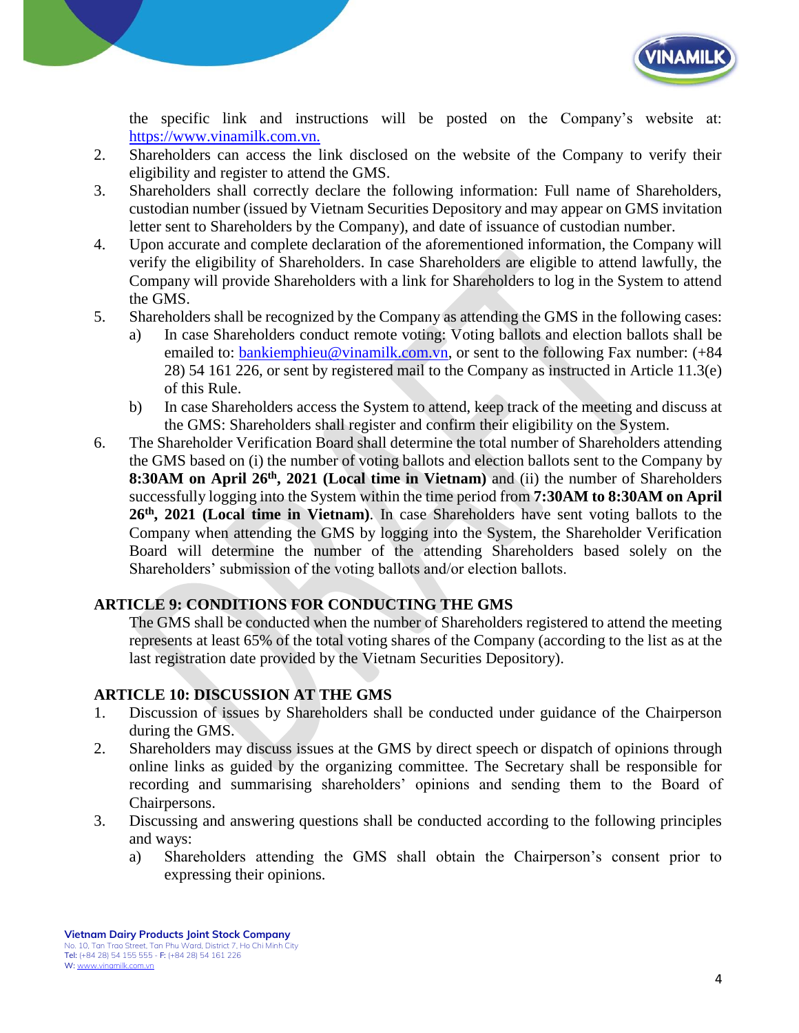the specific link and instructions will be posted on the Company's website at: https://www.vinamilk.com.vn.

2. Shareholders can access the link disclosed on the website of the Company to verify their eligibility and register to attend the GMS.
3. Shareholders shall correctly declare the following information: Full name of Shareholders, custodian number (issued by Vietnam Securities Depository and may appear on GMS invitation letter sent to Shareholders by the Company), and date of issuance of custodian number.
4. Upon accurate and complete declaration of the aforementioned information, the Company will verify the eligibility of Shareholders. In case Shareholders are eligible to attend lawfully, the Company will provide Shareholders with a link for Shareholders to log in the System to attend the GMS.
5. Shareholders shall be recognized by the Company as attending the GMS in the following cases:
   a) In case Shareholders conduct remote voting: Voting ballots and election ballots shall be emailed to: bankiemphieu@vinamilk.com.vn, or sent to the following Fax number: (+84 28) 54 161 226, or sent by registered mail to the Company as instructed in Article 11.3(e) of this Rule.
   b) In case Shareholders access the System to attend, keep track of the meeting and discuss at the GMS: Shareholders shall register and confirm their eligibility on the System.
6. The Shareholder Verification Board shall determine the total number of Shareholders attending the GMS based on (i) the number of voting ballots and election ballots sent to the Company by **8:30AM on April 26th, 2021 (Local time in Vietnam)** and (ii) the number of Shareholders successfully logging into the System within the time period from **7:30AM to 8:30AM on April 26th, 2021 (Local time in Vietnam)**. In case Shareholders have sent voting ballots to the Company when attending the GMS by logging into the System, the Shareholder Verification Board will determine the number of the attending Shareholders based solely on the Shareholders' submission of the voting ballots and/or election ballots.

## ARTICLE 9: CONDITIONS FOR CONDUCTING THE GMS

The GMS shall be conducted when the number of Shareholders registered to attend the meeting represents at least 65% of the total voting shares of the Company (according to the list as at the last registration date provided by the Vietnam Securities Depository).

## ARTICLE 10: DISCUSSION AT THE GMS

1. Discussion of issues by Shareholders shall be conducted under guidance of the Chairperson during the GMS.
2. Shareholders may discuss issues at the GMS by direct speech or dispatch of opinions through online links as guided by the organizing committee. The Secretary shall be responsible for recording and summarising shareholders' opinions and sending them to the Board of Chairpersons.
3. Discussing and answering questions shall be conducted according to the following principles and ways:
   a) Shareholders attending the GMS shall obtain the Chairperson's consent prior to expressing their opinions.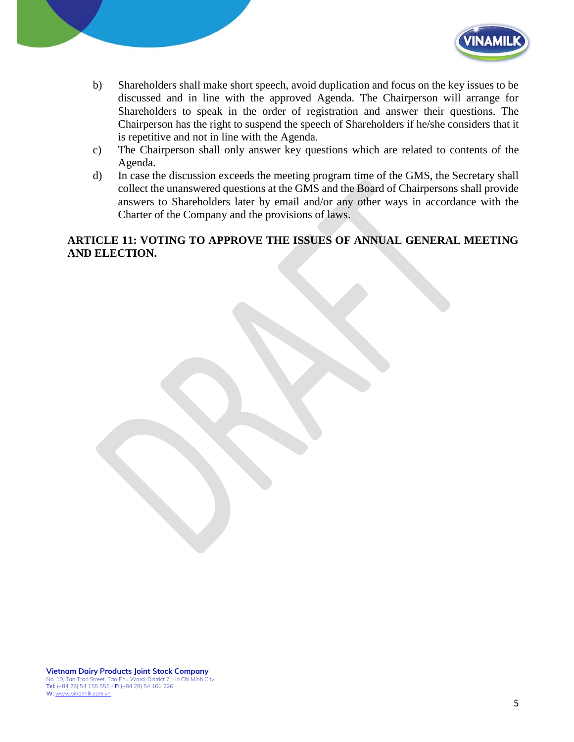b) Shareholders shall make short speech, avoid duplication and focus on the key issues to be discussed and in line with the approved Agenda. The Chairperson will arrange for Shareholders to speak in the order of registration and answer their questions. The Chairperson has the right to suspend the speech of Shareholders if he/she considers that it is repetitive and not in line with the Agenda.

c) The Chairperson shall only answer key questions which are related to contents of the Agenda.

d) In case the discussion exceeds the meeting program time of the GMS, the Secretary shall collect the unanswered questions at the GMS and the Board of Chairpersons shall provide answers to Shareholders later by email and/or any other ways in accordance with the Charter of the Company and the provisions of laws.

**ARTICLE 11: VOTING TO APPROVE THE ISSUES OF ANNUAL GENERAL MEETING AND ELECTION.**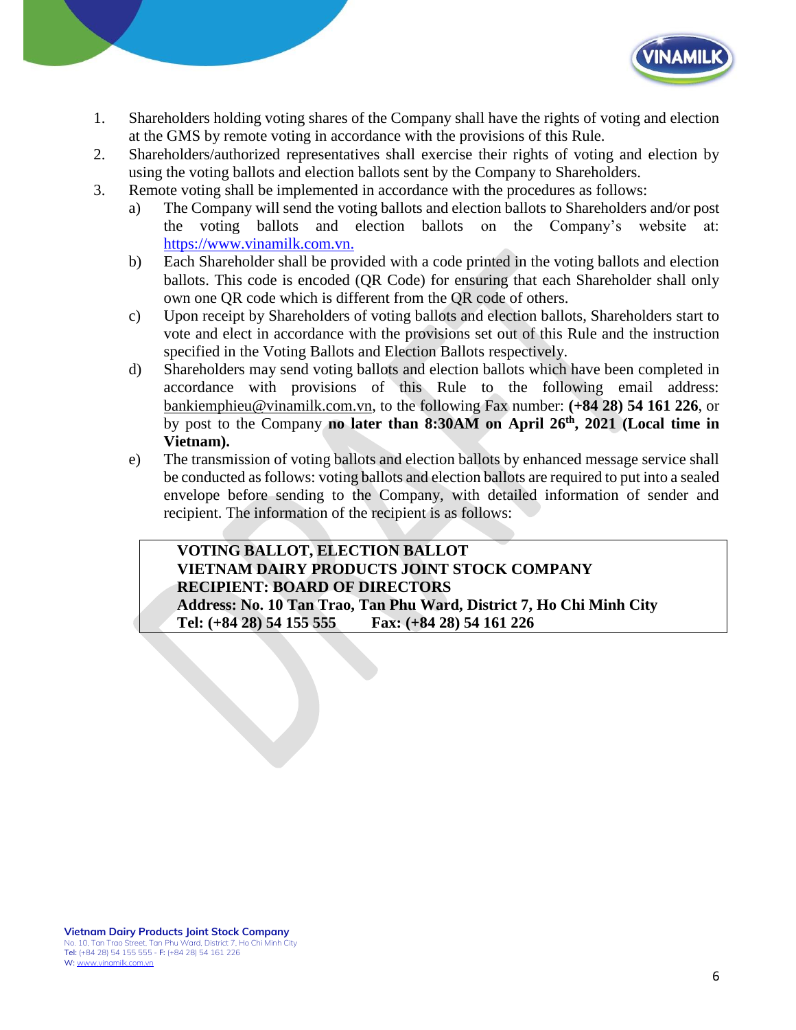1. Shareholders holding voting shares of the Company shall have the rights of voting and election at the GMS by remote voting in accordance with the provisions of this Rule.
2. Shareholders/authorized representatives shall exercise their rights of voting and election by using the voting ballots and election ballots sent by the Company to Shareholders.
3. Remote voting shall be implemented in accordance with the procedures as follows:
   a) The Company will send the voting ballots and election ballots to Shareholders and/or post the voting ballots and election ballots on the Company's website at: https://www.vinamilk.com.vn.
   b) Each Shareholder shall be provided with a code printed in the voting ballots and election ballots. This code is encoded (QR Code) for ensuring that each Shareholder shall only own one QR code which is different from the QR code of others.
   c) Upon receipt by Shareholders of voting ballots and election ballots, Shareholders start to vote and elect in accordance with the provisions set out of this Rule and the instruction specified in the Voting Ballots and Election Ballots respectively.
   d) Shareholders may send voting ballots and election ballots which have been completed in accordance with provisions of this Rule to the following email address: bankiemphieu@vinamilk.com.vn, to the following Fax number: **(+84 28) 54 161 226**, or by post to the Company **no later than 8:30AM on April 26th, 2021 (Local time in Vietnam).**
   e) The transmission of voting ballots and election ballots by enhanced message service shall be conducted as follows: voting ballots and election ballots are required to put into a sealed envelope before sending to the Company, with detailed information of sender and recipient. The information of the recipient is as follows:

> **VOTING BALLOT, ELECTION BALLOT**
> **VIETNAM DAIRY PRODUCTS JOINT STOCK COMPANY**
> **RECIPIENT: BOARD OF DIRECTORS**
> **Address: No. 10 Tan Trao, Tan Phu Ward, District 7, Ho Chi Minh City**
> **Tel: (+84 28) 54 155 555        Fax: (+84 28) 54 161 226**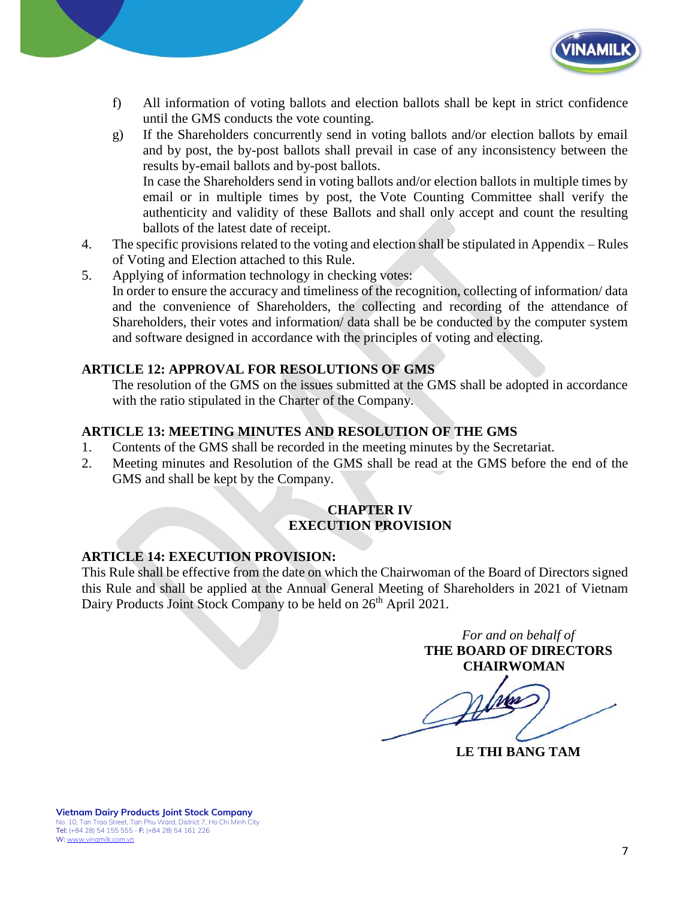f) All information of voting ballots and election ballots shall be kept in strict confidence until the GMS conducts the vote counting.

g) If the Shareholders concurrently send in voting ballots and/or election ballots by email and by post, the by-post ballots shall prevail in case of any inconsistency between the results by-email ballots and by-post ballots.
In case the Shareholders send in voting ballots and/or election ballots in multiple times by email or in multiple times by post, the Vote Counting Committee shall verify the authenticity and validity of these Ballots and shall only accept and count the resulting ballots of the latest date of receipt.

4. The specific provisions related to the voting and election shall be stipulated in Appendix – Rules of Voting and Election attached to this Rule.

5. Applying of information technology in checking votes:
In order to ensure the accuracy and timeliness of the recognition, collecting of information/ data and the convenience of Shareholders, the collecting and recording of the attendance of Shareholders, their votes and information/ data shall be be conducted by the computer system and software designed in accordance with the principles of voting and electing.

**ARTICLE 12: APPROVAL FOR RESOLUTIONS OF GMS**

The resolution of the GMS on the issues submitted at the GMS shall be adopted in accordance with the ratio stipulated in the Charter of the Company.

**ARTICLE 13: MEETING MINUTES AND RESOLUTION OF THE GMS**

1. Contents of the GMS shall be recorded in the meeting minutes by the Secretariat.
2. Meeting minutes and Resolution of the GMS shall be read at the GMS before the end of the GMS and shall be kept by the Company.

## CHAPTER IV
## EXECUTION PROVISION

**ARTICLE 14: EXECUTION PROVISION:**

This Rule shall be effective from the date on which the Chairwoman of the Board of Directors signed this Rule and shall be applied at the Annual General Meeting of Shareholders in 2021 of Vietnam Dairy Products Joint Stock Company to be held on 26th April 2021.

*For and on behalf of*
**THE BOARD OF DIRECTORS**
**CHAIRWOMAN**

**LE THI BANG TAM**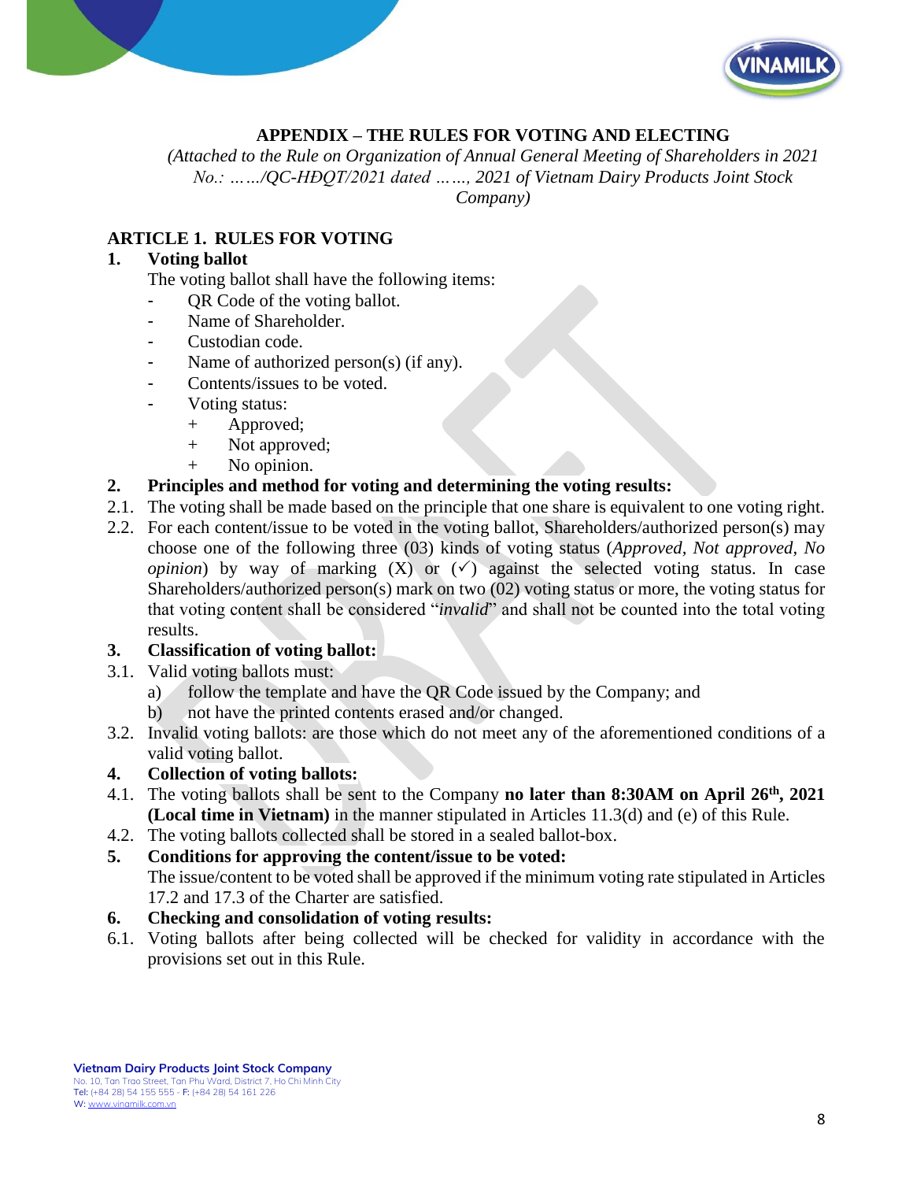## APPENDIX – THE RULES FOR VOTING AND ELECTING

*(Attached to the Rule on Organization of Annual General Meeting of Shareholders in 2021 No.: ……/QC-HĐQT/2021 dated ……, 2021 of Vietnam Dairy Products Joint Stock Company)*

### ARTICLE 1. RULES FOR VOTING

**1. Voting ballot**

The voting ballot shall have the following items:

- QR Code of the voting ballot.
- Name of Shareholder.
- Custodian code.
- Name of authorized person(s) (if any).
- Contents/issues to be voted.
- Voting status:
  + Approved;
  + Not approved;
  + No opinion.

**2. Principles and method for voting and determining the voting results:**

2.1. The voting shall be made based on the principle that one share is equivalent to one voting right.

2.2. For each content/issue to be voted in the voting ballot, Shareholders/authorized person(s) may choose one of the following three (03) kinds of voting status (*Approved*, *Not approved*, *No opinion*) by way of marking (X) or (✓) against the selected voting status. In case Shareholders/authorized person(s) mark on two (02) voting status or more, the voting status for that voting content shall be considered "*invalid*" and shall not be counted into the total voting results.

**3. Classification of voting ballot:**

3.1. Valid voting ballots must:

a) follow the template and have the QR Code issued by the Company; and

b) not have the printed contents erased and/or changed.

3.2. Invalid voting ballots: are those which do not meet any of the aforementioned conditions of a valid voting ballot.

**4. Collection of voting ballots:**

4.1. The voting ballots shall be sent to the Company **no later than 8:30AM on April 26th, 2021 (Local time in Vietnam)** in the manner stipulated in Articles 11.3(d) and (e) of this Rule.

4.2. The voting ballots collected shall be stored in a sealed ballot-box.

**5. Conditions for approving the content/issue to be voted:**

The issue/content to be voted shall be approved if the minimum voting rate stipulated in Articles 17.2 and 17.3 of the Charter are satisfied.

**6. Checking and consolidation of voting results:**

6.1. Voting ballots after being collected will be checked for validity in accordance with the provisions set out in this Rule.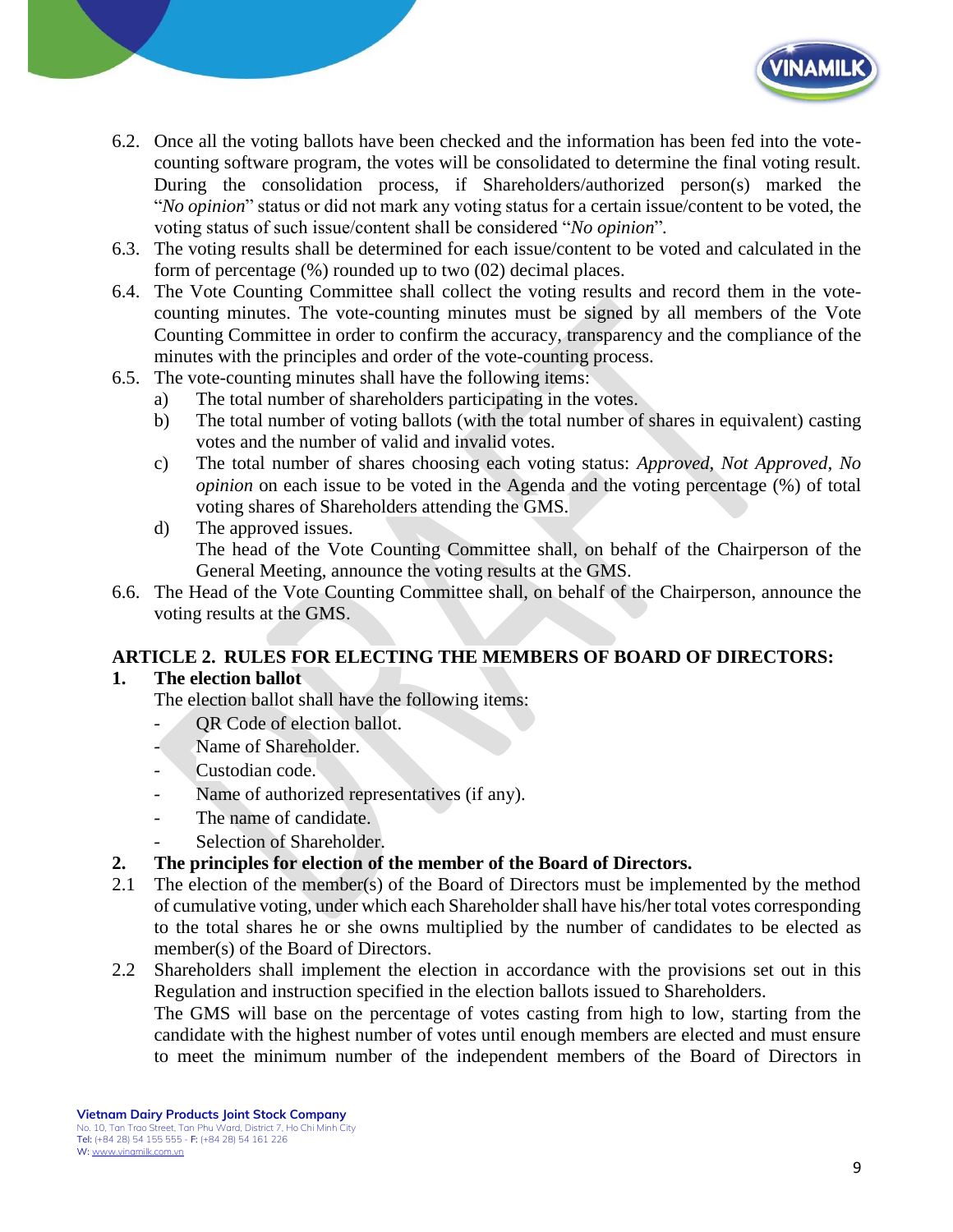6.2. Once all the voting ballots have been checked and the information has been fed into the vote-counting software program, the votes will be consolidated to determine the final voting result. During the consolidation process, if Shareholders/authorized person(s) marked the "*No opinion*" status or did not mark any voting status for a certain issue/content to be voted, the voting status of such issue/content shall be considered "*No opinion*".

6.3. The voting results shall be determined for each issue/content to be voted and calculated in the form of percentage (%) rounded up to two (02) decimal places.

6.4. The Vote Counting Committee shall collect the voting results and record them in the vote-counting minutes. The vote-counting minutes must be signed by all members of the Vote Counting Committee in order to confirm the accuracy, transparency and the compliance of the minutes with the principles and order of the vote-counting process.

6.5. The vote-counting minutes shall have the following items:

   a) The total number of shareholders participating in the votes.

   b) The total number of voting ballots (with the total number of shares in equivalent) casting votes and the number of valid and invalid votes.

   c) The total number of shares choosing each voting status: *Approved*, *Not Approved*, *No opinion* on each issue to be voted in the Agenda and the voting percentage (%) of total voting shares of Shareholders attending the GMS.

   d) The approved issues.

   The head of the Vote Counting Committee shall, on behalf of the Chairperson of the General Meeting, announce the voting results at the GMS.

6.6. The Head of the Vote Counting Committee shall, on behalf of the Chairperson, announce the voting results at the GMS.

## ARTICLE 2. RULES FOR ELECTING THE MEMBERS OF BOARD OF DIRECTORS:

### 1. The election ballot

The election ballot shall have the following items:

- QR Code of election ballot.
- Name of Shareholder.
- Custodian code.
- Name of authorized representatives (if any).
- The name of candidate.
- Selection of Shareholder.

### 2. The principles for election of the member of the Board of Directors.

2.1 The election of the member(s) of the Board of Directors must be implemented by the method of cumulative voting, under which each Shareholder shall have his/her total votes corresponding to the total shares he or she owns multiplied by the number of candidates to be elected as member(s) of the Board of Directors.

2.2 Shareholders shall implement the election in accordance with the provisions set out in this Regulation and instruction specified in the election ballots issued to Shareholders.

The GMS will base on the percentage of votes casting from high to low, starting from the candidate with the highest number of votes until enough members are elected and must ensure to meet the minimum number of the independent members of the Board of Directors in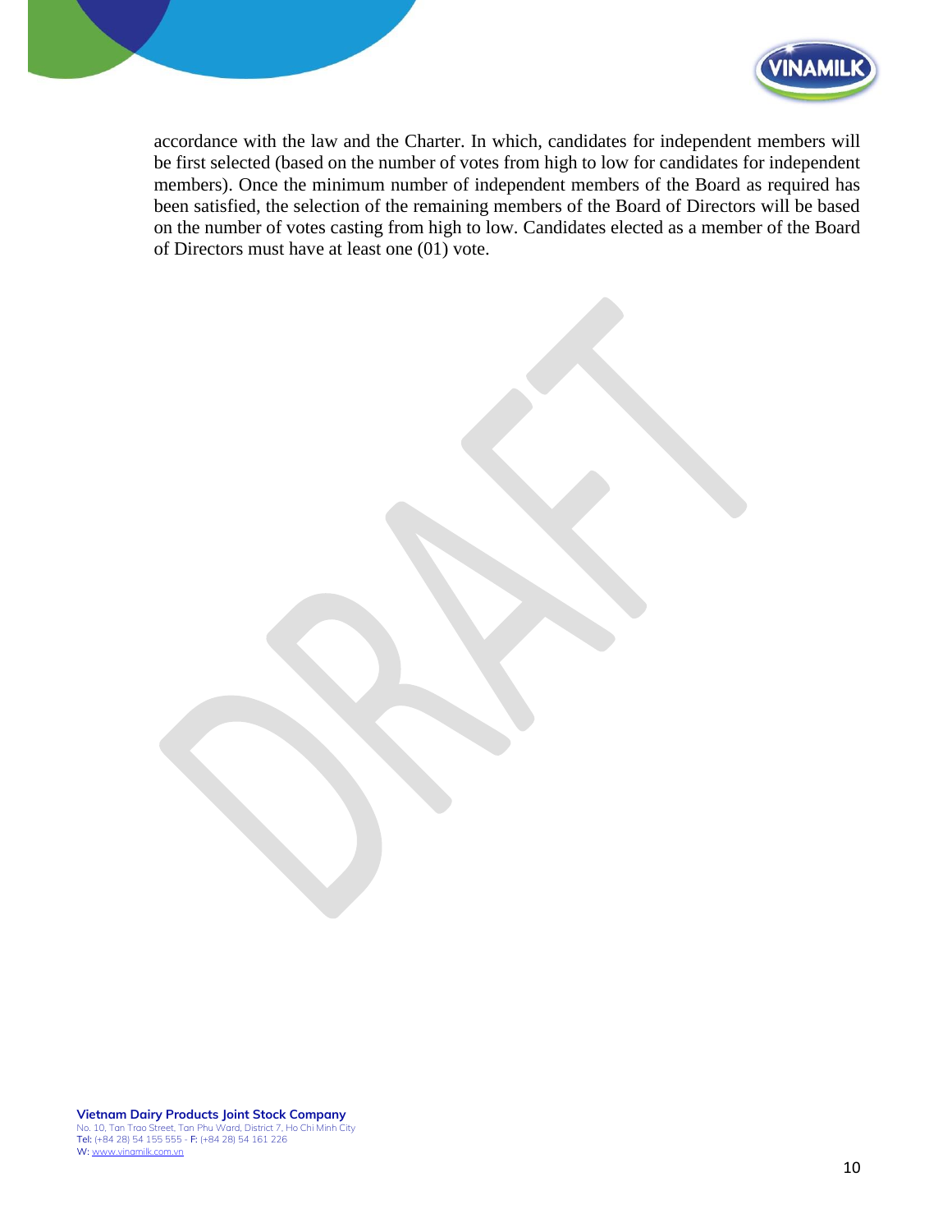accordance with the law and the Charter. In which, candidates for independent members will be first selected (based on the number of votes from high to low for candidates for independent members). Once the minimum number of independent members of the Board as required has been satisfied, the selection of the remaining members of the Board of Directors will be based on the number of votes casting from high to low. Candidates elected as a member of the Board of Directors must have at least one (01) vote.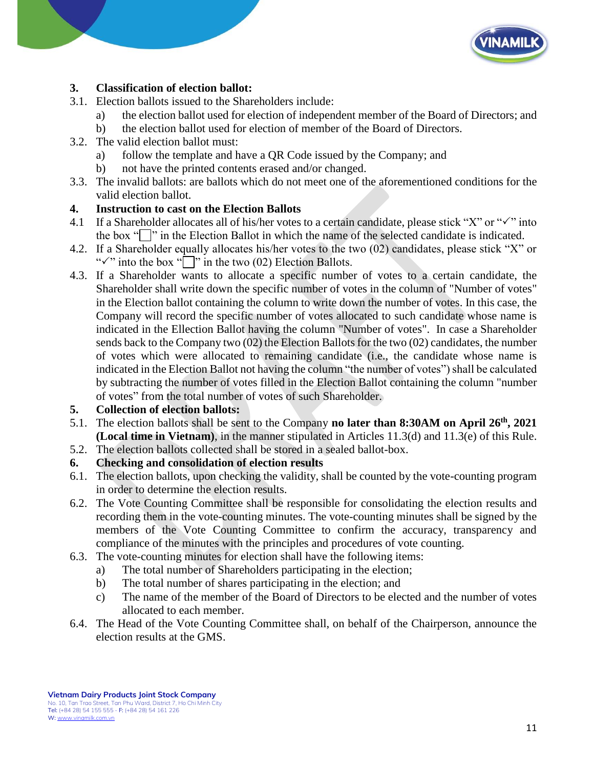**3. Classification of election ballot:**

3.1. Election ballots issued to the Shareholders include:

a) the election ballot used for election of independent member of the Board of Directors; and

b) the election ballot used for election of member of the Board of Directors.

3.2. The valid election ballot must:

a) follow the template and have a QR Code issued by the Company; and

b) not have the printed contents erased and/or changed.

3.3. The invalid ballots: are ballots which do not meet one of the aforementioned conditions for the valid election ballot.

**4. Instruction to cast on the Election Ballots**

4.1 If a Shareholder allocates all of his/her votes to a certain candidate, please stick "X" or "✓" into the box "☐" in the Election Ballot in which the name of the selected candidate is indicated.

4.2. If a Shareholder equally allocates his/her votes to the two (02) candidates, please stick "X" or "✓" into the box "☐" in the two (02) Election Ballots.

4.3. If a Shareholder wants to allocate a specific number of votes to a certain candidate, the Shareholder shall write down the specific number of votes in the column of "Number of votes" in the Election ballot containing the column to write down the number of votes. In this case, the Company will record the specific number of votes allocated to such candidate whose name is indicated in the Ellection Ballot having the column "Number of votes". In case a Shareholder sends back to the Company two (02) the Election Ballots for the two (02) candidates, the number of votes which were allocated to remaining candidate (i.e., the candidate whose name is indicated in the Election Ballot not having the column "the number of votes") shall be calculated by subtracting the number of votes filled in the Election Ballot containing the column "number of votes" from the total number of votes of such Shareholder.

**5. Collection of election ballots:**

5.1. The election ballots shall be sent to the Company **no later than 8:30AM on April 26th, 2021 (Local time in Vietnam)**, in the manner stipulated in Articles 11.3(d) and 11.3(e) of this Rule.

5.2. The election ballots collected shall be stored in a sealed ballot-box.

**6. Checking and consolidation of election results**

6.1. The election ballots, upon checking the validity, shall be counted by the vote-counting program in order to determine the election results.

6.2. The Vote Counting Committee shall be responsible for consolidating the election results and recording them in the vote-counting minutes. The vote-counting minutes shall be signed by the members of the Vote Counting Committee to confirm the accuracy, transparency and compliance of the minutes with the principles and procedures of vote counting.

6.3. The vote-counting minutes for election shall have the following items:

a) The total number of Shareholders participating in the election;

b) The total number of shares participating in the election; and

c) The name of the member of the Board of Directors to be elected and the number of votes allocated to each member.

6.4. The Head of the Vote Counting Committee shall, on behalf of the Chairperson, announce the election results at the GMS.